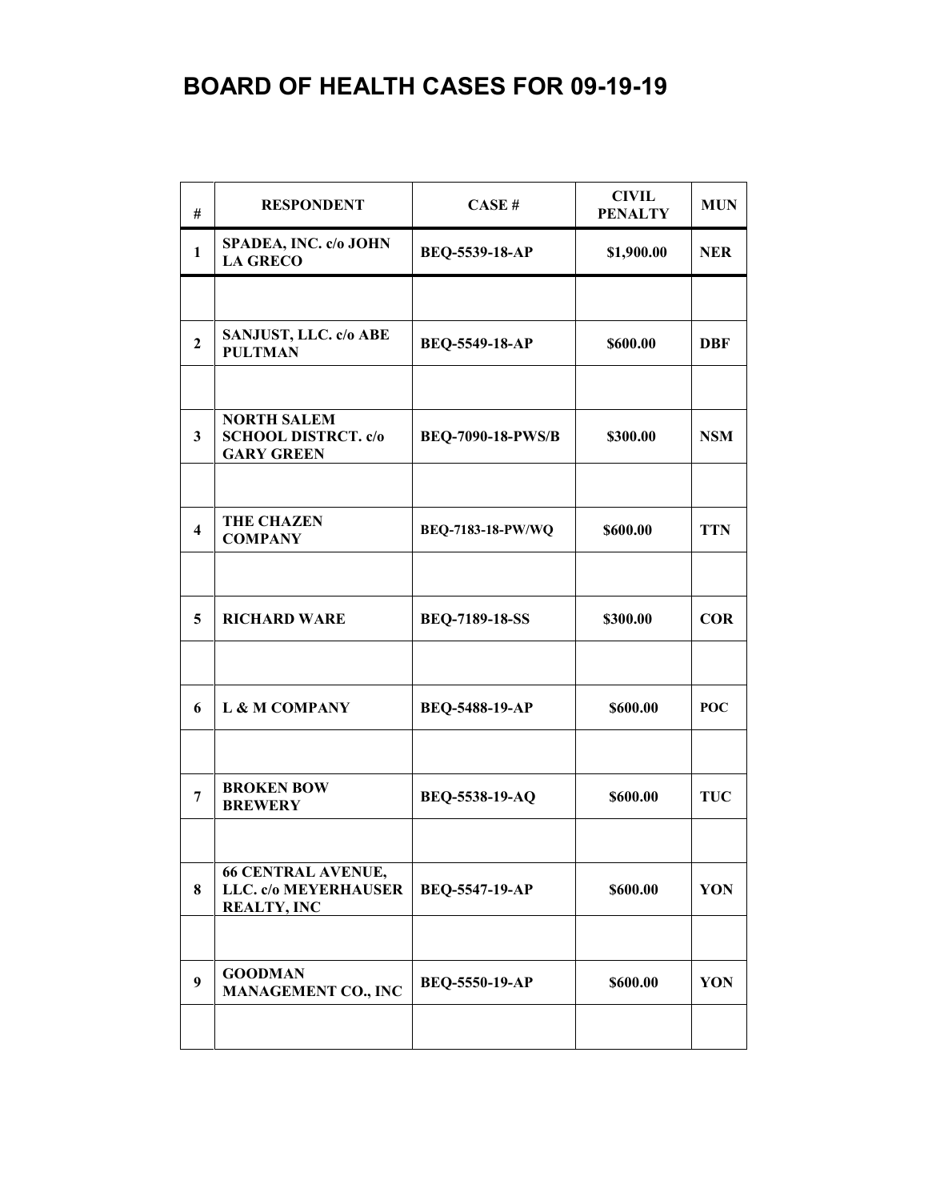# BOARD OF HEALTH CASES FOR 09-19-19

| # | RESPONDENT | CASE # | CIVIL PENALTY | MUN |
|---|---|---|---|---|
| 1 | SPADEA, INC. c/o JOHN LA GRECO | BEQ-5539-18-AP | $1,900.00 | NER |
| | | | | |
| 2 | SANJUST, LLC. c/o ABE PULTMAN | BEQ-5549-18-AP | $600.00 | DBF |
| | | | | |
| 3 | NORTH SALEM SCHOOL DISTRCT. c/o GARY GREEN | BEQ-7090-18-PWS/B | $300.00 | NSM |
| | | | | |
| 4 | THE CHAZEN COMPANY | BEQ-7183-18-PW/WQ | $600.00 | TTN |
| | | | | |
| 5 | RICHARD WARE | BEQ-7189-18-SS | $300.00 | COR |
| | | | | |
| 6 | L & M COMPANY | BEQ-5488-19-AP | $600.00 | POC |
| | | | | |
| 7 | BROKEN BOW BREWERY | BEQ-5538-19-AQ | $600.00 | TUC |
| | | | | |
| 8 | 66 CENTRAL AVENUE, LLC. c/o MEYERHAUSER REALTY, INC | BEQ-5547-19-AP | $600.00 | YON |
| | | | | |
| 9 | GOODMAN MANAGEMENT CO., INC | BEQ-5550-19-AP | $600.00 | YON |
| | | | | |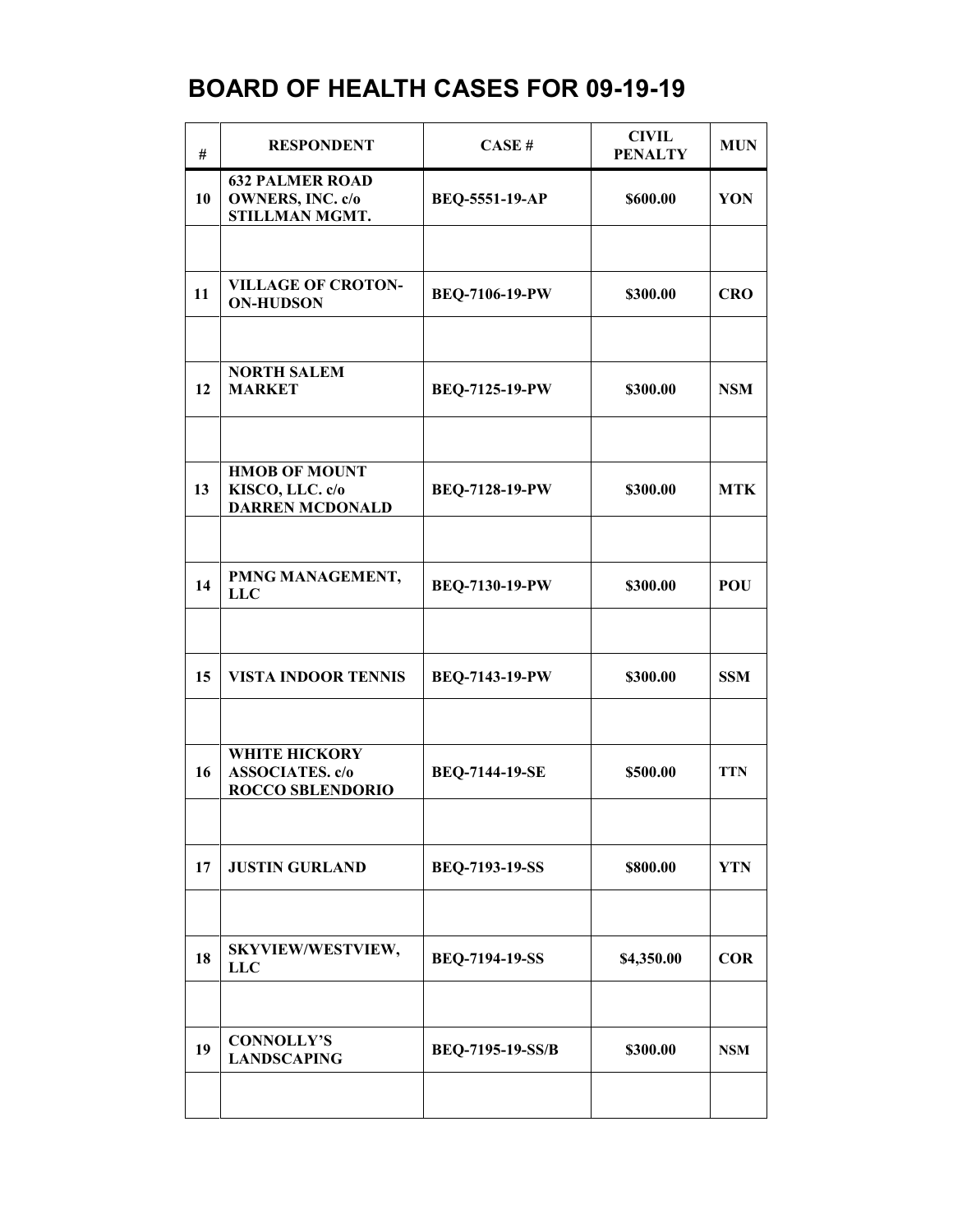# BOARD OF HEALTH CASES FOR 09-19-19

| # | RESPONDENT | CASE # | CIVIL PENALTY | MUN |
|---|---|---|---|---|
| 10 | 632 PALMER ROAD OWNERS, INC. c/o STILLMAN MGMT. | BEQ-5551-19-AP | $600.00 | YON |
| | | | | |
| 11 | VILLAGE OF CROTON-ON-HUDSON | BEQ-7106-19-PW | $300.00 | CRO |
| | | | | |
| 12 | NORTH SALEM MARKET | BEQ-7125-19-PW | $300.00 | NSM |
| | | | | |
| 13 | HMOB OF MOUNT KISCO, LLC. c/o DARREN MCDONALD | BEQ-7128-19-PW | $300.00 | MTK |
| | | | | |
| 14 | PMNG MANAGEMENT, LLC | BEQ-7130-19-PW | $300.00 | POU |
| | | | | |
| 15 | VISTA INDOOR TENNIS | BEQ-7143-19-PW | $300.00 | SSM |
| | | | | |
| 16 | WHITE HICKORY ASSOCIATES. c/o ROCCO SBLENDORIO | BEQ-7144-19-SE | $500.00 | TTN |
| | | | | |
| 17 | JUSTIN GURLAND | BEQ-7193-19-SS | $800.00 | YTN |
| | | | | |
| 18 | SKYVIEW/WESTVIEW, LLC | BEQ-7194-19-SS | $4,350.00 | COR |
| | | | | |
| 19 | CONNOLLY'S LANDSCAPING | BEQ-7195-19-SS/B | $300.00 | NSM |
| | | | | |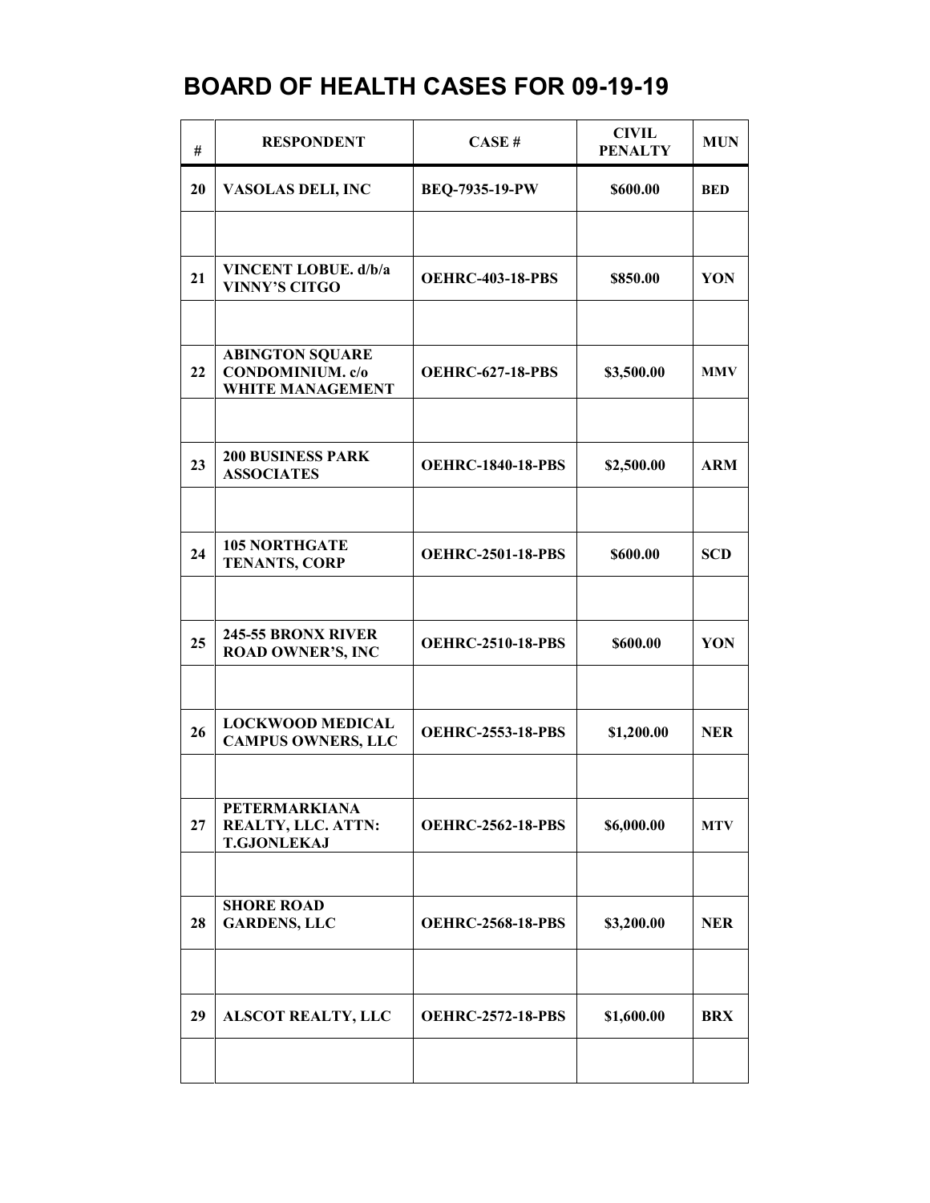# BOARD OF HEALTH CASES FOR 09-19-19

| # | RESPONDENT | CASE # | CIVIL PENALTY | MUN |
|---|---|---|---|---|
| 20 | VASOLAS DELI, INC | BEQ-7935-19-PW | $600.00 | BED |
| | | | | |
| 21 | VINCENT LOBUE. d/b/a VINNY'S CITGO | OEHRC-403-18-PBS | $850.00 | YON |
| | | | | |
| 22 | ABINGTON SQUARE CONDOMINIUM. c/o WHITE MANAGEMENT | OEHRC-627-18-PBS | $3,500.00 | MMV |
| | | | | |
| 23 | 200 BUSINESS PARK ASSOCIATES | OEHRC-1840-18-PBS | $2,500.00 | ARM |
| | | | | |
| 24 | 105 NORTHGATE TENANTS, CORP | OEHRC-2501-18-PBS | $600.00 | SCD |
| | | | | |
| 25 | 245-55 BRONX RIVER ROAD OWNER'S, INC | OEHRC-2510-18-PBS | $600.00 | YON |
| | | | | |
| 26 | LOCKWOOD MEDICAL CAMPUS OWNERS, LLC | OEHRC-2553-18-PBS | $1,200.00 | NER |
| | | | | |
| 27 | PETERMARKIANA REALTY, LLC. ATTN: T.GJONLEKAJ | OEHRC-2562-18-PBS | $6,000.00 | MTV |
| | | | | |
| 28 | SHORE ROAD GARDENS, LLC | OEHRC-2568-18-PBS | $3,200.00 | NER |
| | | | | |
| 29 | ALSCOT REALTY, LLC | OEHRC-2572-18-PBS | $1,600.00 | BRX |
| | | | | |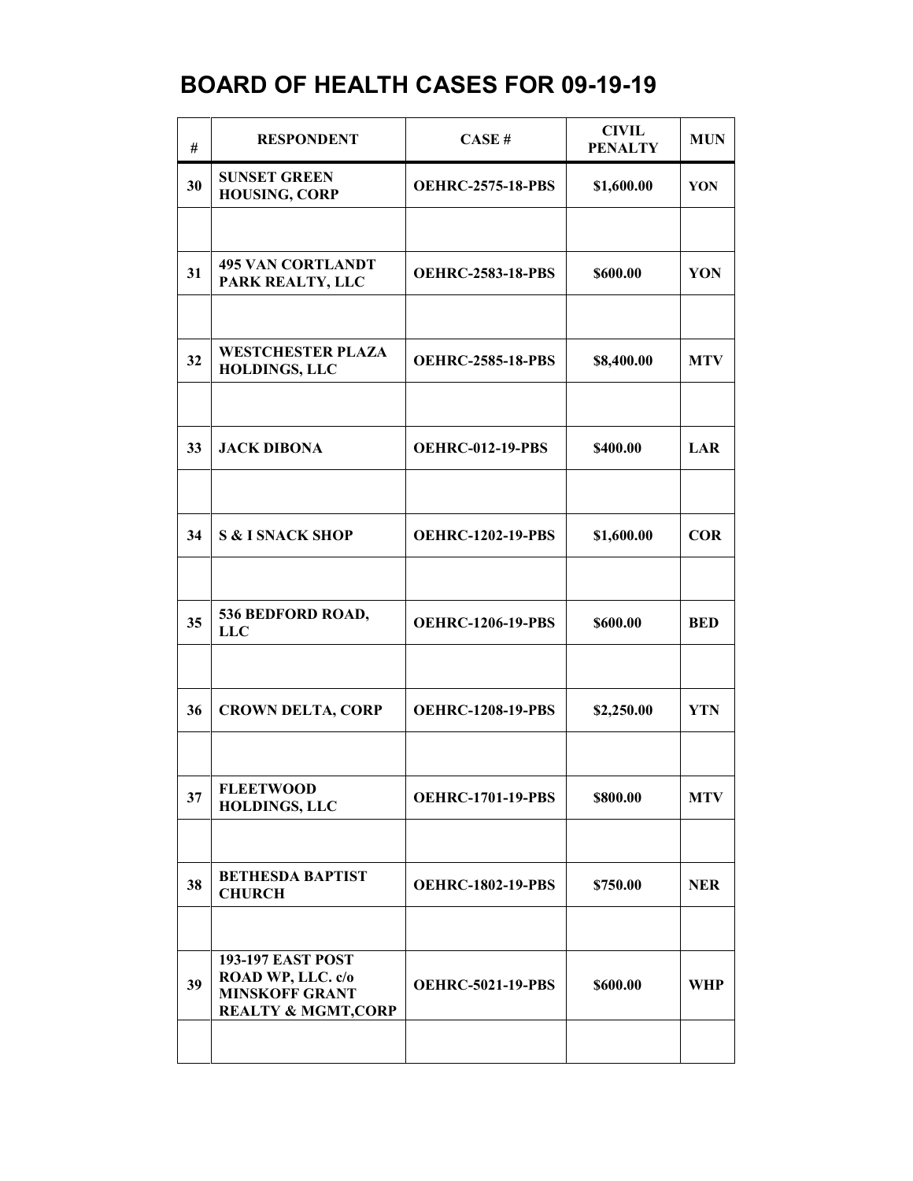# BOARD OF HEALTH CASES FOR 09-19-19

| # | RESPONDENT | CASE # | CIVIL PENALTY | MUN |
|---|---|---|---|---|
| 30 | **SUNSET GREEN HOUSING, CORP** | **OEHRC-2575-18-PBS** | **$1,600.00** | **YON** |
| | | | | |
| 31 | **495 VAN CORTLANDT PARK REALTY, LLC** | **OEHRC-2583-18-PBS** | **$600.00** | **YON** |
| | | | | |
| 32 | **WESTCHESTER PLAZA HOLDINGS, LLC** | **OEHRC-2585-18-PBS** | **$8,400.00** | **MTV** |
| | | | | |
| 33 | **JACK DIBONA** | **OEHRC-012-19-PBS** | **$400.00** | **LAR** |
| | | | | |
| 34 | **S & I SNACK SHOP** | **OEHRC-1202-19-PBS** | **$1,600.00** | **COR** |
| | | | | |
| 35 | **536 BEDFORD ROAD, LLC** | **OEHRC-1206-19-PBS** | **$600.00** | **BED** |
| | | | | |
| 36 | **CROWN DELTA, CORP** | **OEHRC-1208-19-PBS** | **$2,250.00** | **YTN** |
| | | | | |
| 37 | **FLEETWOOD HOLDINGS, LLC** | **OEHRC-1701-19-PBS** | **$800.00** | **MTV** |
| | | | | |
| 38 | **BETHESDA BAPTIST CHURCH** | **OEHRC-1802-19-PBS** | **$750.00** | **NER** |
| | | | | |
| 39 | **193-197 EAST POST ROAD WP, LLC. c/o MINSKOFF GRANT REALTY & MGMT,CORP** | **OEHRC-5021-19-PBS** | **$600.00** | **WHP** |
| | | | | |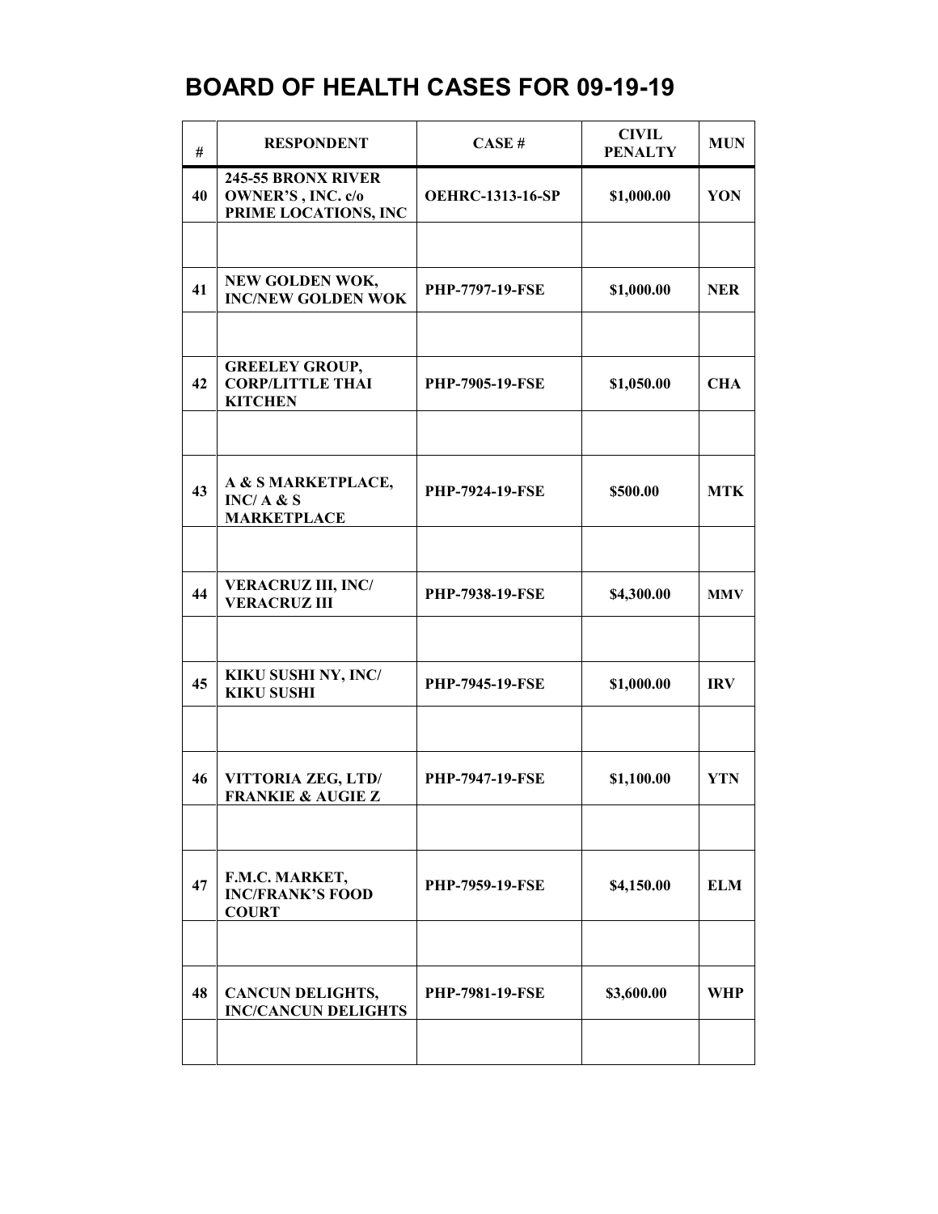# BOARD OF HEALTH CASES FOR 09-19-19

| # | RESPONDENT | CASE # | CIVIL PENALTY | MUN |
|---|---|---|---|---|
| 40 | 245-55 BRONX RIVER OWNER'S , INC. c/o PRIME LOCATIONS, INC | OEHRC-1313-16-SP | $1,000.00 | YON |
| | | | | |
| 41 | NEW GOLDEN WOK, INC/NEW GOLDEN WOK | PHP-7797-19-FSE | $1,000.00 | NER |
| | | | | |
| 42 | GREELEY GROUP, CORP/LITTLE THAI KITCHEN | PHP-7905-19-FSE | $1,050.00 | CHA |
| | | | | |
| 43 | A & S MARKETPLACE, INC/ A & S MARKETPLACE | PHP-7924-19-FSE | $500.00 | MTK |
| | | | | |
| 44 | VERACRUZ III, INC/ VERACRUZ III | PHP-7938-19-FSE | $4,300.00 | MMV |
| | | | | |
| 45 | KIKU SUSHI NY, INC/ KIKU SUSHI | PHP-7945-19-FSE | $1,000.00 | IRV |
| | | | | |
| 46 | VITTORIA ZEG, LTD/ FRANKIE & AUGIE Z | PHP-7947-19-FSE | $1,100.00 | YTN |
| | | | | |
| 47 | F.M.C. MARKET, INC/FRANK'S FOOD COURT | PHP-7959-19-FSE | $4,150.00 | ELM |
| | | | | |
| 48 | CANCUN DELIGHTS, INC/CANCUN DELIGHTS | PHP-7981-19-FSE | $3,600.00 | WHP |
| | | | | |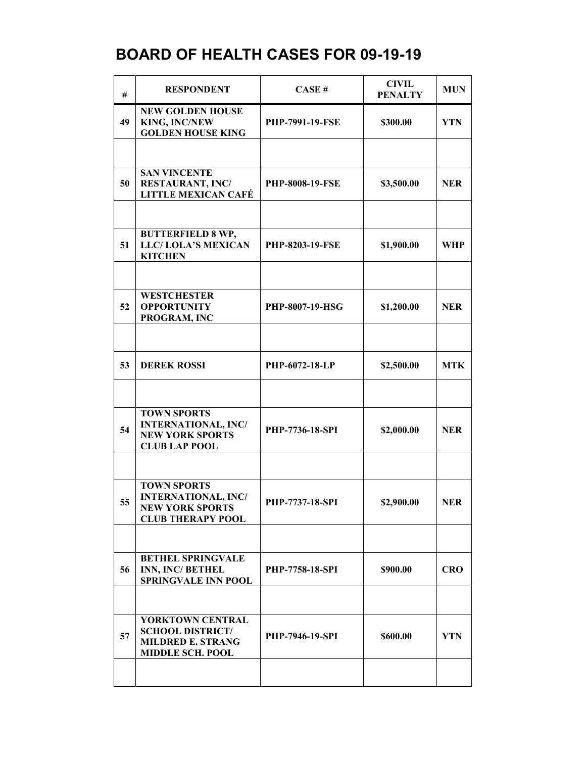# BOARD OF HEALTH CASES FOR 09-19-19

| # | RESPONDENT | CASE # | CIVIL PENALTY | MUN |
|---|---|---|---|---|
| 49 | NEW GOLDEN HOUSE KING, INC/NEW GOLDEN HOUSE KING | PHP-7991-19-FSE | $300.00 | YTN |
| | | | | |
| 50 | SAN VINCENTE RESTAURANT, INC/ LITTLE MEXICAN CAFÉ | PHP-8008-19-FSE | $3,500.00 | NER |
| | | | | |
| 51 | BUTTERFIELD 8 WP, LLC/ LOLA'S MEXICAN KITCHEN | PHP-8203-19-FSE | $1,900.00 | WHP |
| | | | | |
| 52 | WESTCHESTER OPPORTUNITY PROGRAM, INC | PHP-8007-19-HSG | $1,200.00 | NER |
| | | | | |
| 53 | DEREK ROSSI | PHP-6072-18-LP | $2,500.00 | MTK |
| | | | | |
| 54 | TOWN SPORTS INTERNATIONAL, INC/ NEW YORK SPORTS CLUB LAP POOL | PHP-7736-18-SPI | $2,000.00 | NER |
| | | | | |
| 55 | TOWN SPORTS INTERNATIONAL, INC/ NEW YORK SPORTS CLUB THERAPY POOL | PHP-7737-18-SPI | $2,900.00 | NER |
| | | | | |
| 56 | BETHEL SPRINGVALE INN, INC/ BETHEL SPRINGVALE INN POOL | PHP-7758-18-SPI | $900.00 | CRO |
| | | | | |
| 57 | YORKTOWN CENTRAL SCHOOL DISTRICT/ MILDRED E. STRANG MIDDLE SCH. POOL | PHP-7946-19-SPI | $600.00 | YTN |
| | | | | |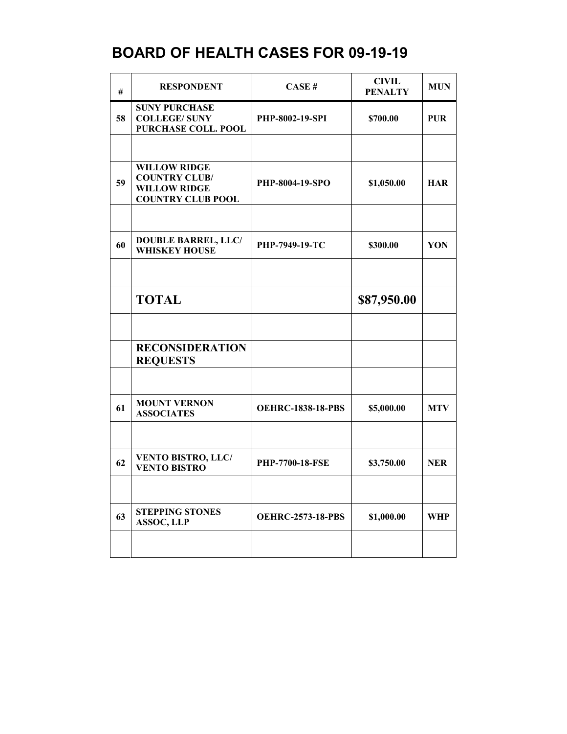# BOARD OF HEALTH CASES FOR 09-19-19

| # | RESPONDENT | CASE # | CIVIL PENALTY | MUN |
|---|---|---|---|---|
| 58 | SUNY PURCHASE COLLEGE/ SUNY PURCHASE COLL. POOL | PHP-8002-19-SPI | $700.00 | PUR |
| | | | | |
| 59 | WILLOW RIDGE COUNTRY CLUB/ WILLOW RIDGE COUNTRY CLUB POOL | PHP-8004-19-SPO | $1,050.00 | HAR |
| | | | | |
| 60 | DOUBLE BARREL, LLC/ WHISKEY HOUSE | PHP-7949-19-TC | $300.00 | YON |
| | | | | |
| | **TOTAL** | | **$87,950.00** | |
| | | | | |
| | **RECONSIDERATION REQUESTS** | | | |
| | | | | |
| 61 | MOUNT VERNON ASSOCIATES | OEHRC-1838-18-PBS | $5,000.00 | MTV |
| | | | | |
| 62 | VENTO BISTRO, LLC/ VENTO BISTRO | PHP-7700-18-FSE | $3,750.00 | NER |
| | | | | |
| 63 | STEPPING STONES ASSOC, LLP | OEHRC-2573-18-PBS | $1,000.00 | WHP |
| | | | | |